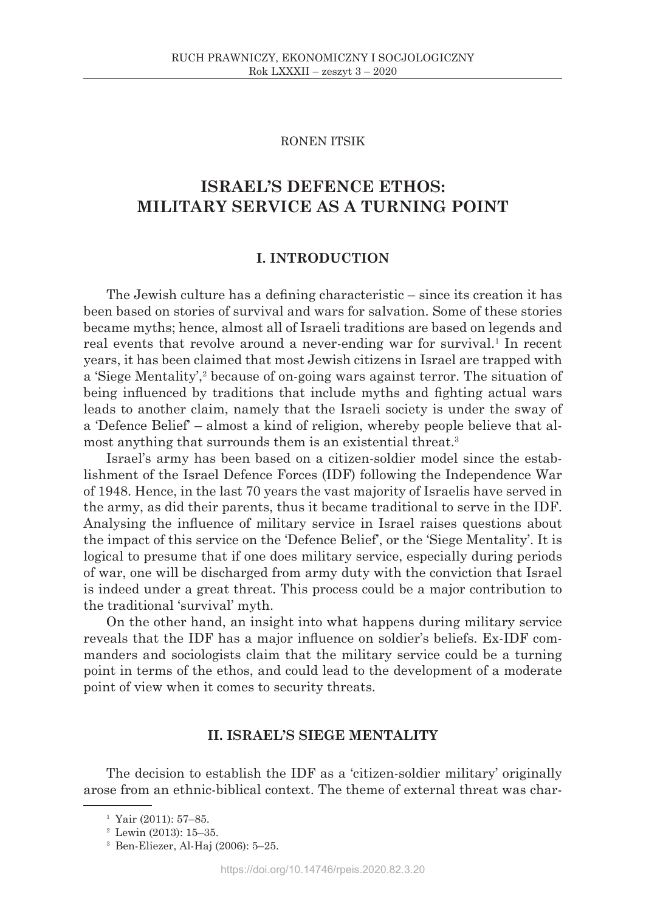RONEN ITSIK

# ISRAEL'S DEFENCE ETHOS: MILITARY SERVICE AS A TURNING POINT

## I. INTRODUCTION

The Jewish culture has a defining characteristic – since its creation it has been based on stories of survival and wars for salvation. Some of these stories became myths; hence, almost all of Israeli traditions are based on legends and real events that revolve around a never-ending war for survival.[1] In recent years, it has been claimed that most Jewish citizens in Israel are trapped with a 'Siege Mentality',[2] because of on-going wars against terror. The situation of being influenced by traditions that include myths and fighting actual wars leads to another claim, namely that the Israeli society is under the sway of a 'Defence Belief' – almost a kind of religion, whereby people believe that almost anything that surrounds them is an existential threat.[3]

Israel's army has been based on a citizen-soldier model since the establishment of the Israel Defence Forces (IDF) following the Independence War of 1948. Hence, in the last 70 years the vast majority of Israelis have served in the army, as did their parents, thus it became traditional to serve in the IDF. Analysing the influence of military service in Israel raises questions about the impact of this service on the 'Defence Belief', or the 'Siege Mentality'. It is logical to presume that if one does military service, especially during periods of war, one will be discharged from army duty with the conviction that Israel is indeed under a great threat. This process could be a major contribution to the traditional 'survival' myth.

On the other hand, an insight into what happens during military service reveals that the IDF has a major influence on soldier's beliefs. Ex-IDF commanders and sociologists claim that the military service could be a turning point in terms of the ethos, and could lead to the development of a moderate point of view when it comes to security threats.

## II. ISRAEL'S SIEGE MENTALITY

The decision to establish the IDF as a 'citizen-soldier military' originally arose from an ethnic-biblical context. The theme of external threat was char-

[1] Yair (2011): 57–85.

[2] Lewin (2013): 15–35.

[3] Ben-Eliezer, Al-Haj (2006): 5–25.

https://doi.org/10.14746/rpeis.2020.82.3.20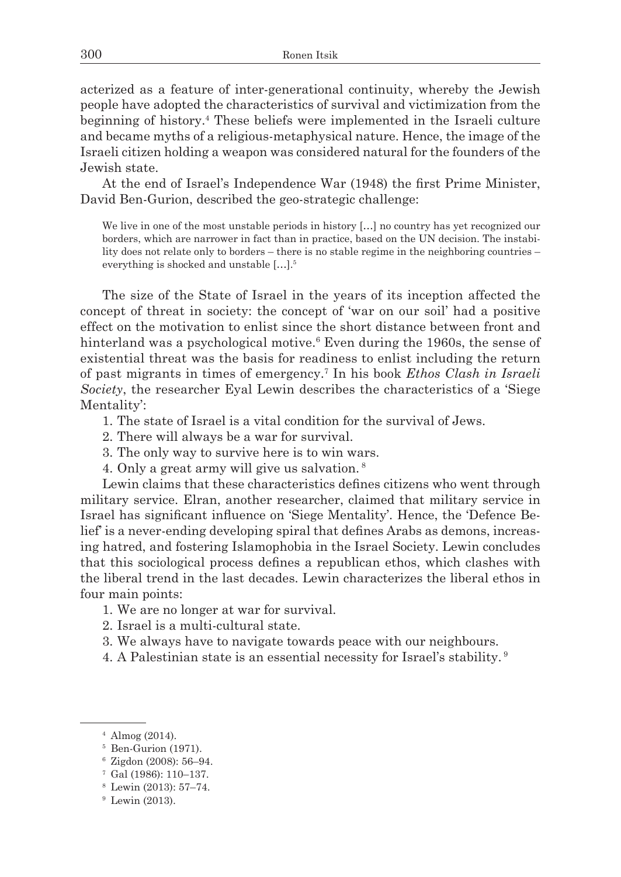acterized as a feature of inter-generational continuity, whereby the Jewish people have adopted the characteristics of survival and victimization from the beginning of history.[4] These beliefs were implemented in the Israeli culture and became myths of a religious-metaphysical nature. Hence, the image of the Israeli citizen holding a weapon was considered natural for the founders of the Jewish state.

At the end of Israel's Independence War (1948) the first Prime Minister, David Ben-Gurion, described the geo-strategic challenge:

> We live in one of the most unstable periods in history […] no country has yet recognized our borders, which are narrower in fact than in practice, based on the UN decision. The instability does not relate only to borders – there is no stable regime in the neighboring countries – everything is shocked and unstable […].[5]

The size of the State of Israel in the years of its inception affected the concept of threat in society: the concept of 'war on our soil' had a positive effect on the motivation to enlist since the short distance between front and hinterland was a psychological motive.[6] Even during the 1960s, the sense of existential threat was the basis for readiness to enlist including the return of past migrants in times of emergency.[7] In his book *Ethos Clash in Israeli Society*, the researcher Eyal Lewin describes the characteristics of a 'Siege Mentality':

1. The state of Israel is a vital condition for the survival of Jews.
2. There will always be a war for survival.
3. The only way to survive here is to win wars.
4. Only a great army will give us salvation.[8]

Lewin claims that these characteristics defines citizens who went through military service. Elran, another researcher, claimed that military service in Israel has significant influence on 'Siege Mentality'. Hence, the 'Defence Belief' is a never-ending developing spiral that defines Arabs as demons, increasing hatred, and fostering Islamophobia in the Israel Society. Lewin concludes that this sociological process defines a republican ethos, which clashes with the liberal trend in the last decades. Lewin characterizes the liberal ethos in four main points:

1. We are no longer at war for survival.
2. Israel is a multi-cultural state.
3. We always have to navigate towards peace with our neighbours.
4. A Palestinian state is an essential necessity for Israel's stability.[9]

---

[4] Almog (2014).

[5] Ben-Gurion (1971).

[6] Zigdon (2008): 56–94.

[7] Gal (1986): 110–137.

[8] Lewin (2013): 57–74.

[9] Lewin (2013).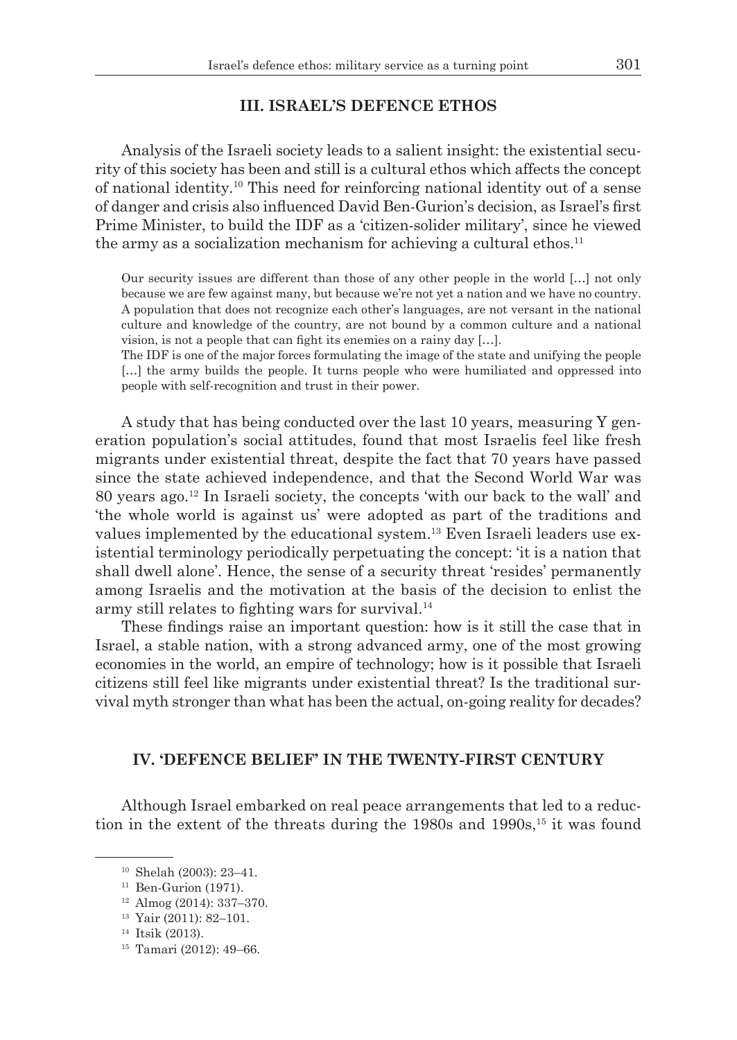## III. ISRAEL'S DEFENCE ETHOS

Analysis of the Israeli society leads to a salient insight: the existential security of this society has been and still is a cultural ethos which affects the concept of national identity.[10] This need for reinforcing national identity out of a sense of danger and crisis also influenced David Ben-Gurion's decision, as Israel's first Prime Minister, to build the IDF as a 'citizen-solider military', since he viewed the army as a socialization mechanism for achieving a cultural ethos.[11]

> Our security issues are different than those of any other people in the world […] not only because we are few against many, but because we're not yet a nation and we have no country. A population that does not recognize each other's languages, are not versant in the national culture and knowledge of the country, are not bound by a common culture and a national vision, is not a people that can fight its enemies on a rainy day […].
>
> The IDF is one of the major forces formulating the image of the state and unifying the people […] the army builds the people. It turns people who were humiliated and oppressed into people with self-recognition and trust in their power.

A study that has being conducted over the last 10 years, measuring Y generation population's social attitudes, found that most Israelis feel like fresh migrants under existential threat, despite the fact that 70 years have passed since the state achieved independence, and that the Second World War was 80 years ago.[12] In Israeli society, the concepts 'with our back to the wall' and 'the whole world is against us' were adopted as part of the traditions and values implemented by the educational system.[13] Even Israeli leaders use existential terminology periodically perpetuating the concept: 'it is a nation that shall dwell alone'. Hence, the sense of a security threat 'resides' permanently among Israelis and the motivation at the basis of the decision to enlist the army still relates to fighting wars for survival.[14]

These findings raise an important question: how is it still the case that in Israel, a stable nation, with a strong advanced army, one of the most growing economies in the world, an empire of technology; how is it possible that Israeli citizens still feel like migrants under existential threat? Is the traditional survival myth stronger than what has been the actual, on-going reality for decades?

## IV. 'DEFENCE BELIEF' IN THE TWENTY-FIRST CENTURY

Although Israel embarked on real peace arrangements that led to a reduction in the extent of the threats during the 1980s and 1990s,[15] it was found

---

[10] Shelah (2003): 23–41.

[11] Ben-Gurion (1971).

[12] Almog (2014): 337–370.

[13] Yair (2011): 82–101.

[14] Itsik (2013).

[15] Tamari (2012): 49–66.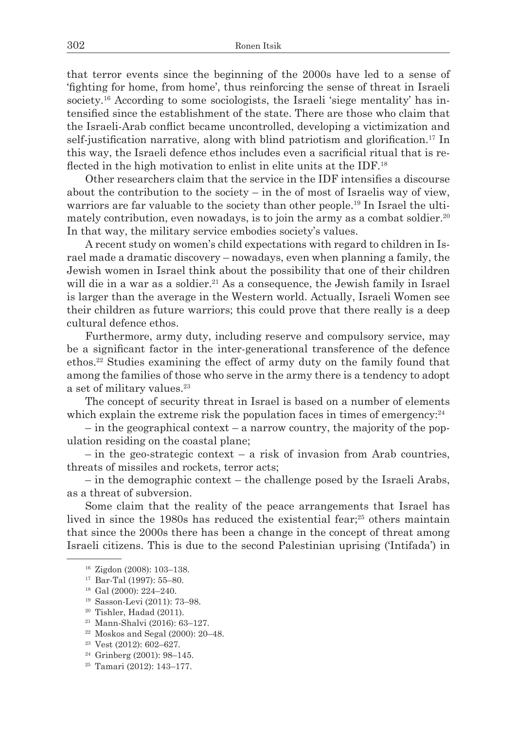that terror events since the beginning of the 2000s have led to a sense of 'fighting for home, from home', thus reinforcing the sense of threat in Israeli society.[16] According to some sociologists, the Israeli 'siege mentality' has intensified since the establishment of the state. There are those who claim that the Israeli-Arab conflict became uncontrolled, developing a victimization and self-justification narrative, along with blind patriotism and glorification.[17] In this way, the Israeli defence ethos includes even a sacrificial ritual that is reflected in the high motivation to enlist in elite units at the IDF.[18]

Other researchers claim that the service in the IDF intensifies a discourse about the contribution to the society – in the of most of Israelis way of view, warriors are far valuable to the society than other people.[19] In Israel the ultimately contribution, even nowadays, is to join the army as a combat soldier.[20] In that way, the military service embodies society's values.

A recent study on women's child expectations with regard to children in Israel made a dramatic discovery – nowadays, even when planning a family, the Jewish women in Israel think about the possibility that one of their children will die in a war as a soldier.[21] As a consequence, the Jewish family in Israel is larger than the average in the Western world. Actually, Israeli Women see their children as future warriors; this could prove that there really is a deep cultural defence ethos.

Furthermore, army duty, including reserve and compulsory service, may be a significant factor in the inter-generational transference of the defence ethos.[22] Studies examining the effect of army duty on the family found that among the families of those who serve in the army there is a tendency to adopt a set of military values.[23]

The concept of security threat in Israel is based on a number of elements which explain the extreme risk the population faces in times of emergency:[24]

– in the geographical context – a narrow country, the majority of the population residing on the coastal plane;

– in the geo-strategic context – a risk of invasion from Arab countries, threats of missiles and rockets, terror acts;

– in the demographic context – the challenge posed by the Israeli Arabs, as a threat of subversion.

Some claim that the reality of the peace arrangements that Israel has lived in since the 1980s has reduced the existential fear;[25] others maintain that since the 2000s there has been a change in the concept of threat among Israeli citizens. This is due to the second Palestinian uprising ('Intifada') in

---

[16] Zigdon (2008): 103–138.

[17] Bar-Tal (1997): 55–80.

[18] Gal (2000): 224–240.

[19] Sasson-Levi (2011): 73–98.

[20] Tishler, Hadad (2011).

[21] Mann-Shalvi (2016): 63–127.

[22] Moskos and Segal (2000): 20–48.

[23] Vest (2012): 602–627.

[24] Grinberg (2001): 98–145.

[25] Tamari (2012): 143–177.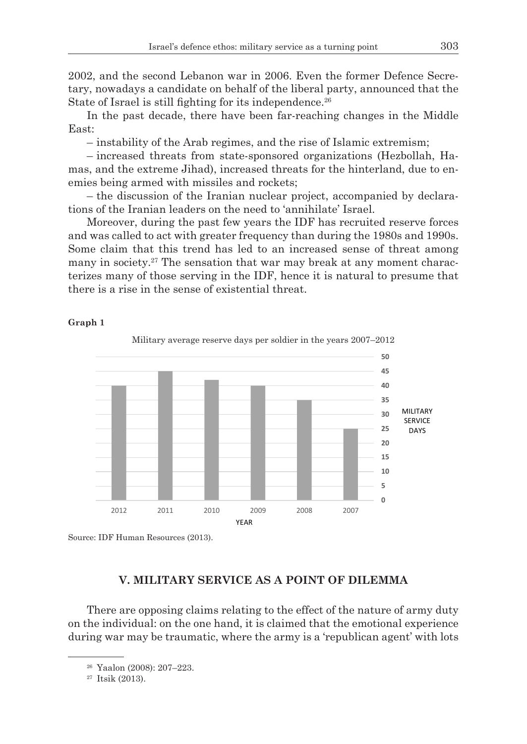2002, and the second Lebanon war in 2006. Even the former Defence Secretary, nowadays a candidate on behalf of the liberal party, announced that the State of Israel is still fighting for its independence.[26]

In the past decade, there have been far-reaching changes in the Middle East:

– instability of the Arab regimes, and the rise of Islamic extremism;

– increased threats from state-sponsored organizations (Hezbollah, Hamas, and the extreme Jihad), increased threats for the hinterland, due to enemies being armed with missiles and rockets;

– the discussion of the Iranian nuclear project, accompanied by declarations of the Iranian leaders on the need to 'annihilate' Israel.

Moreover, during the past few years the IDF has recruited reserve forces and was called to act with greater frequency than during the 1980s and 1990s. Some claim that this trend has led to an increased sense of threat among many in society.[27] The sensation that war may break at any moment characterizes many of those serving in the IDF, hence it is natural to presume that there is a rise in the sense of existential threat.

**Graph 1**

Military average reserve days per soldier in the years 2007–2012

| YEAR | MILITARY SERVICE DAYS |
|---|---|
| 2012 | 40 |
| 2011 | 45 |
| 2010 | 42 |
| 2009 | 40 |
| 2008 | 35 |
| 2007 | 25 |

Source: IDF Human Resources (2013).

## V. MILITARY SERVICE AS A POINT OF DILEMMA

There are opposing claims relating to the effect of the nature of army duty on the individual: on the one hand, it is claimed that the emotional experience during war may be traumatic, where the army is a 'republican agent' with lots

[26] Yaalon (2008): 207–223.

[27] Itsik (2013).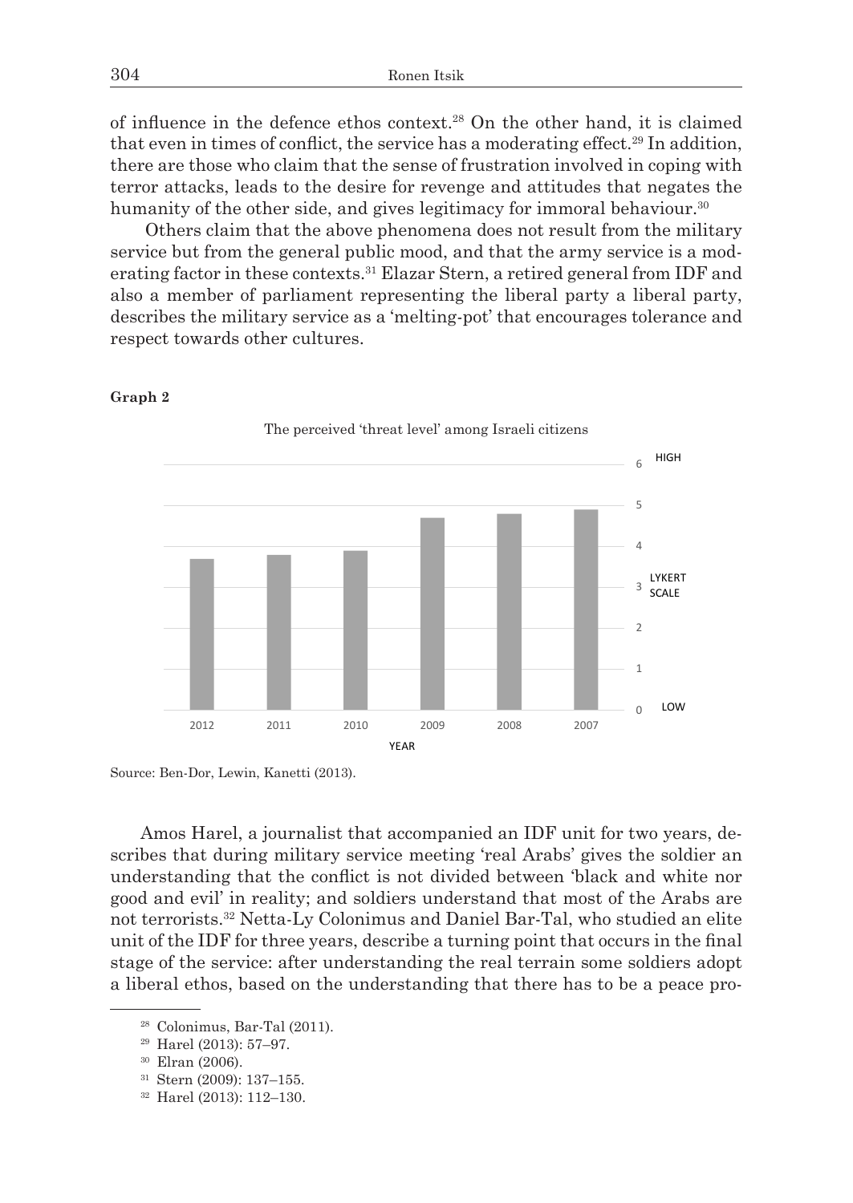of influence in the defence ethos context.[28] On the other hand, it is claimed that even in times of conflict, the service has a moderating effect.[29] In addition, there are those who claim that the sense of frustration involved in coping with terror attacks, leads to the desire for revenge and attitudes that negates the humanity of the other side, and gives legitimacy for immoral behaviour.[30]

Others claim that the above phenomena does not result from the military service but from the general public mood, and that the army service is a moderating factor in these contexts.[31] Elazar Stern, a retired general from IDF and also a member of parliament representing the liberal party a liberal party, describes the military service as a 'melting-pot' that encourages tolerance and respect towards other cultures.

**Graph 2**

The perceived 'threat level' among Israeli citizens

Source: Ben-Dor, Lewin, Kanetti (2013).

Amos Harel, a journalist that accompanied an IDF unit for two years, describes that during military service meeting 'real Arabs' gives the soldier an understanding that the conflict is not divided between 'black and white nor good and evil' in reality; and soldiers understand that most of the Arabs are not terrorists.[32] Netta-Ly Colonimus and Daniel Bar-Tal, who studied an elite unit of the IDF for three years, describe a turning point that occurs in the final stage of the service: after understanding the real terrain some soldiers adopt a liberal ethos, based on the understanding that there has to be a peace pro-

---

[28] Colonimus, Bar-Tal (2011).

[29] Harel (2013): 57–97.

[30] Elran (2006).

[31] Stern (2009): 137–155.

[32] Harel (2013): 112–130.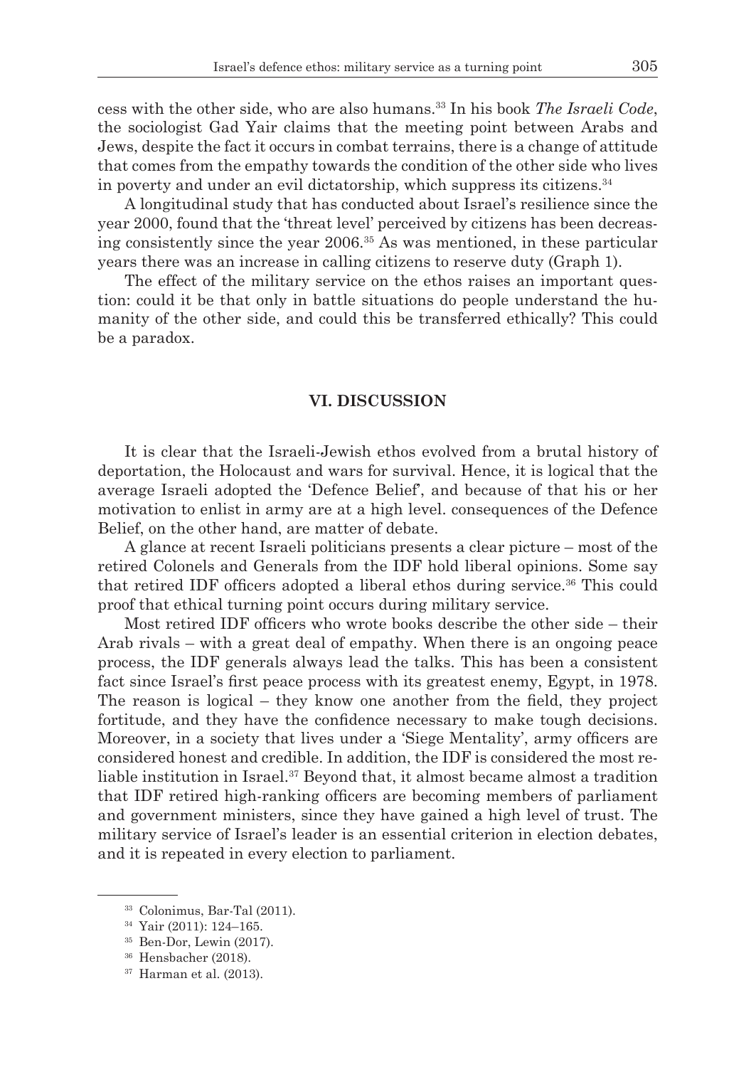cess with the other side, who are also humans.[33] In his book *The Israeli Code*, the sociologist Gad Yair claims that the meeting point between Arabs and Jews, despite the fact it occurs in combat terrains, there is a change of attitude that comes from the empathy towards the condition of the other side who lives in poverty and under an evil dictatorship, which suppress its citizens.[34]

A longitudinal study that has conducted about Israel's resilience since the year 2000, found that the 'threat level' perceived by citizens has been decreasing consistently since the year 2006.[35] As was mentioned, in these particular years there was an increase in calling citizens to reserve duty (Graph 1).

The effect of the military service on the ethos raises an important question: could it be that only in battle situations do people understand the humanity of the other side, and could this be transferred ethically? This could be a paradox.

## VI. DISCUSSION

It is clear that the Israeli-Jewish ethos evolved from a brutal history of deportation, the Holocaust and wars for survival. Hence, it is logical that the average Israeli adopted the 'Defence Belief', and because of that his or her motivation to enlist in army are at a high level. consequences of the Defence Belief, on the other hand, are matter of debate.

A glance at recent Israeli politicians presents a clear picture – most of the retired Colonels and Generals from the IDF hold liberal opinions. Some say that retired IDF officers adopted a liberal ethos during service.[36] This could proof that ethical turning point occurs during military service.

Most retired IDF officers who wrote books describe the other side – their Arab rivals – with a great deal of empathy. When there is an ongoing peace process, the IDF generals always lead the talks. This has been a consistent fact since Israel's first peace process with its greatest enemy, Egypt, in 1978. The reason is logical – they know one another from the field, they project fortitude, and they have the confidence necessary to make tough decisions. Moreover, in a society that lives under a 'Siege Mentality', army officers are considered honest and credible. In addition, the IDF is considered the most reliable institution in Israel.[37] Beyond that, it almost became almost a tradition that IDF retired high-ranking officers are becoming members of parliament and government ministers, since they have gained a high level of trust. The military service of Israel's leader is an essential criterion in election debates, and it is repeated in every election to parliament.

---

[33] Colonimus, Bar-Tal (2011).

[34] Yair (2011): 124–165.

[35] Ben-Dor, Lewin (2017).

[36] Hensbacher (2018).

[37] Harman et al. (2013).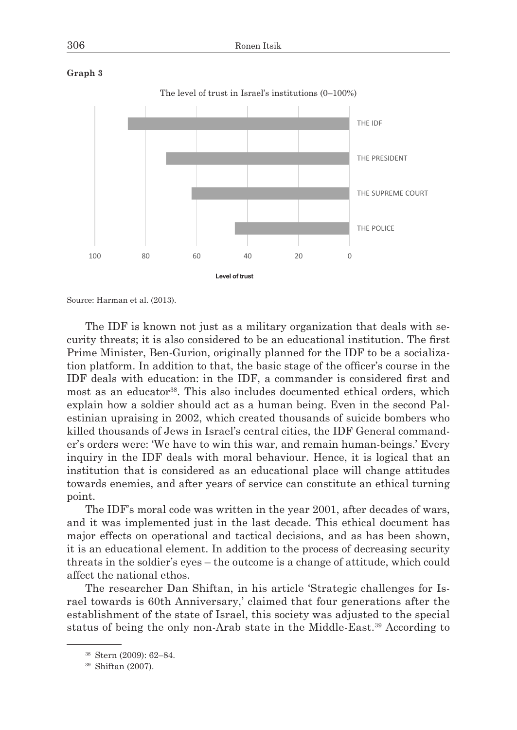**Graph 3**

The level of trust in Israel's institutions (0–100%)

Source: Harman et al. (2013).

The IDF is known not just as a military organization that deals with security threats; it is also considered to be an educational institution. The first Prime Minister, Ben-Gurion, originally planned for the IDF to be a socialization platform. In addition to that, the basic stage of the officer's course in the IDF deals with education: in the IDF, a commander is considered first and most as an educator[38]. This also includes documented ethical orders, which explain how a soldier should act as a human being. Even in the second Palestinian upraising in 2002, which created thousands of suicide bombers who killed thousands of Jews in Israel's central cities, the IDF General commander's orders were: 'We have to win this war, and remain human-beings.' Every inquiry in the IDF deals with moral behaviour. Hence, it is logical that an institution that is considered as an educational place will change attitudes towards enemies, and after years of service can constitute an ethical turning point.

The IDF's moral code was written in the year 2001, after decades of wars, and it was implemented just in the last decade. This ethical document has major effects on operational and tactical decisions, and as has been shown, it is an educational element. In addition to the process of decreasing security threats in the soldier's eyes – the outcome is a change of attitude, which could affect the national ethos.

The researcher Dan Shiftan, in his article 'Strategic challenges for Israel towards is 60th Anniversary,' claimed that four generations after the establishment of the state of Israel, this society was adjusted to the special status of being the only non-Arab state in the Middle-East.[39] According to

[38] Stern (2009): 62–84.

[39] Shiftan (2007).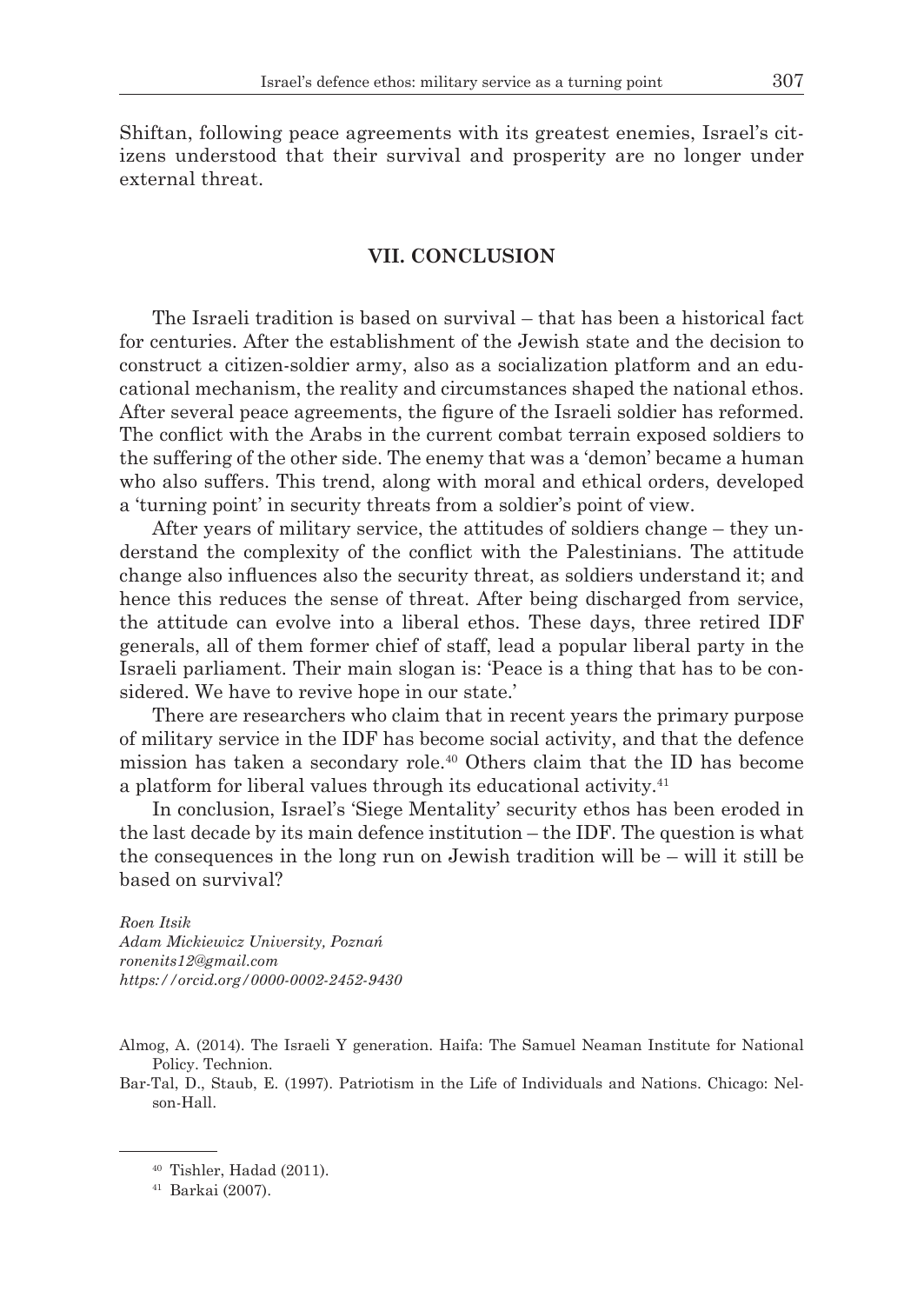Shiftan, following peace agreements with its greatest enemies, Israel's citizens understood that their survival and prosperity are no longer under external threat.

## VII. CONCLUSION

The Israeli tradition is based on survival – that has been a historical fact for centuries. After the establishment of the Jewish state and the decision to construct a citizen-soldier army, also as a socialization platform and an educational mechanism, the reality and circumstances shaped the national ethos. After several peace agreements, the figure of the Israeli soldier has reformed. The conflict with the Arabs in the current combat terrain exposed soldiers to the suffering of the other side. The enemy that was a 'demon' became a human who also suffers. This trend, along with moral and ethical orders, developed a 'turning point' in security threats from a soldier's point of view.

After years of military service, the attitudes of soldiers change – they understand the complexity of the conflict with the Palestinians. The attitude change also influences also the security threat, as soldiers understand it; and hence this reduces the sense of threat. After being discharged from service, the attitude can evolve into a liberal ethos. These days, three retired IDF generals, all of them former chief of staff, lead a popular liberal party in the Israeli parliament. Their main slogan is: 'Peace is a thing that has to be considered. We have to revive hope in our state.'

There are researchers who claim that in recent years the primary purpose of military service in the IDF has become social activity, and that the defence mission has taken a secondary role.[40] Others claim that the ID has become a platform for liberal values through its educational activity.[41]

In conclusion, Israel's 'Siege Mentality' security ethos has been eroded in the last decade by its main defence institution – the IDF. The question is what the consequences in the long run on Jewish tradition will be – will it still be based on survival?

*Roen Itsik*
*Adam Mickiewicz University, Poznań*
*ronenits12@gmail.com*
*https://orcid.org/0000-0002-2452-9430*

Almog, A. (2014). The Israeli Y generation. Haifa: The Samuel Neaman Institute for National Policy. Technion.

Bar-Tal, D., Staub, E. (1997). Patriotism in the Life of Individuals and Nations. Chicago: Nelson-Hall.

---

[40] Tishler, Hadad (2011).

[41] Barkai (2007).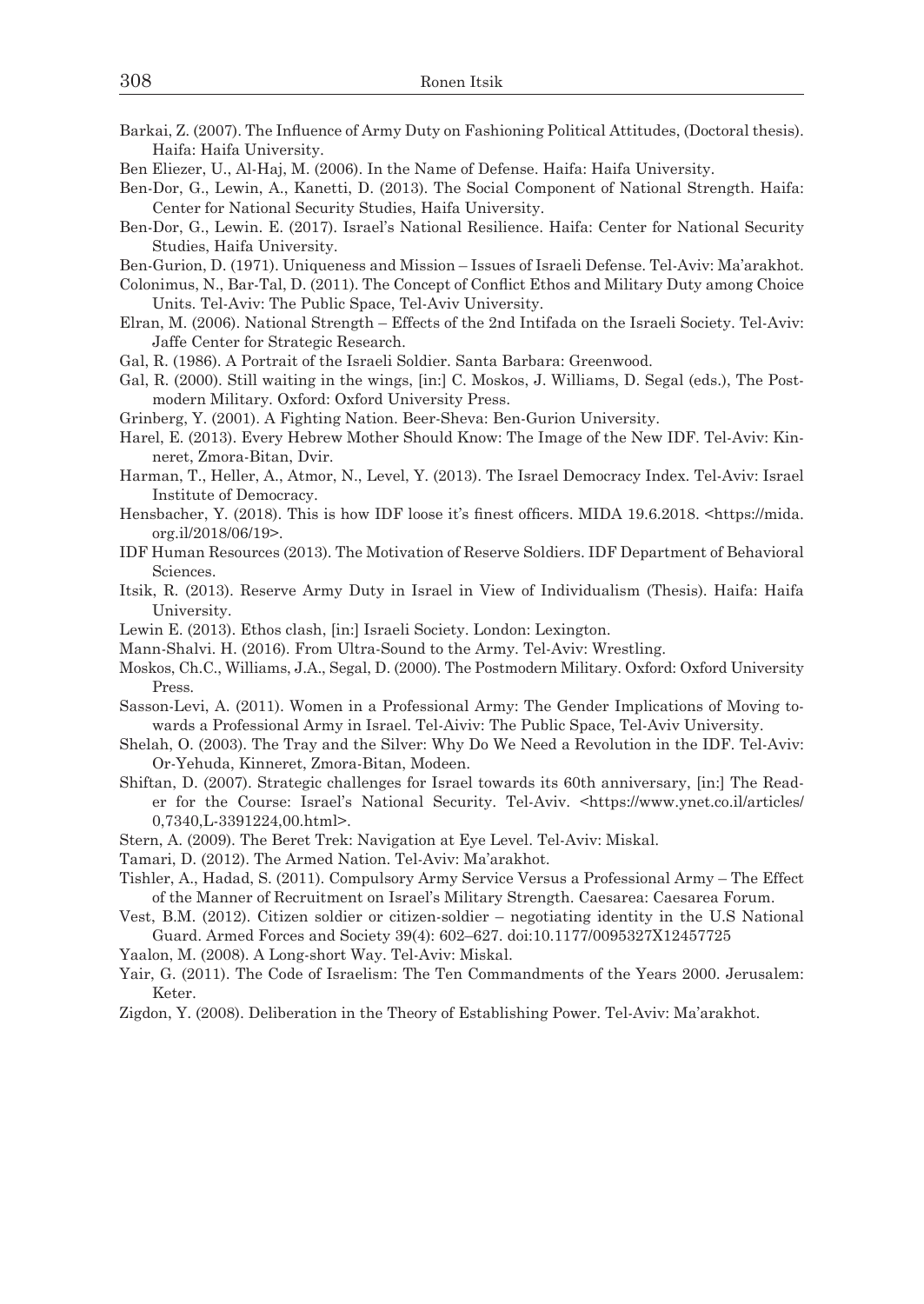Barkai, Z. (2007). The Influence of Army Duty on Fashioning Political Attitudes, (Doctoral thesis). Haifa: Haifa University.

Ben Eliezer, U., Al-Haj, M. (2006). In the Name of Defense. Haifa: Haifa University.

Ben-Dor, G., Lewin, A., Kanetti, D. (2013). The Social Component of National Strength. Haifa: Center for National Security Studies, Haifa University.

Ben-Dor, G., Lewin. E. (2017). Israel's National Resilience. Haifa: Center for National Security Studies, Haifa University.

Ben-Gurion, D. (1971). Uniqueness and Mission – Issues of Israeli Defense. Tel-Aviv: Ma'arakhot.

Colonimus, N., Bar-Tal, D. (2011). The Concept of Conflict Ethos and Military Duty among Choice Units. Tel-Aviv: The Public Space, Tel-Aviv University.

Elran, M. (2006). National Strength – Effects of the 2nd Intifada on the Israeli Society. Tel-Aviv: Jaffe Center for Strategic Research.

Gal, R. (1986). A Portrait of the Israeli Soldier. Santa Barbara: Greenwood.

Gal, R. (2000). Still waiting in the wings, [in:] C. Moskos, J. Williams, D. Segal (eds.), The Postmodern Military. Oxford: Oxford University Press.

Grinberg, Y. (2001). A Fighting Nation. Beer-Sheva: Ben-Gurion University.

Harel, E. (2013). Every Hebrew Mother Should Know: The Image of the New IDF. Tel-Aviv: Kinneret, Zmora-Bitan, Dvir.

Harman, T., Heller, A., Atmor, N., Level, Y. (2013). The Israel Democracy Index. Tel-Aviv: Israel Institute of Democracy.

Hensbacher, Y. (2018). This is how IDF loose it's finest officers. MIDA 19.6.2018. <https://mida.org.il/2018/06/19>.

IDF Human Resources (2013). The Motivation of Reserve Soldiers. IDF Department of Behavioral Sciences.

Itsik, R. (2013). Reserve Army Duty in Israel in View of Individualism (Thesis). Haifa: Haifa University.

Lewin E. (2013). Ethos clash, [in:] Israeli Society. London: Lexington.

Mann-Shalvi. H. (2016). From Ultra-Sound to the Army. Tel-Aviv: Wrestling.

Moskos, Ch.C., Williams, J.A., Segal, D. (2000). The Postmodern Military. Oxford: Oxford University Press.

Sasson-Levi, A. (2011). Women in a Professional Army: The Gender Implications of Moving towards a Professional Army in Israel. Tel-Aiviv: The Public Space, Tel-Aviv University.

Shelah, O. (2003). The Tray and the Silver: Why Do We Need a Revolution in the IDF. Tel-Aviv: Or-Yehuda, Kinneret, Zmora-Bitan, Modeen.

Shiftan, D. (2007). Strategic challenges for Israel towards its 60th anniversary, [in:] The Reader for the Course: Israel's National Security. Tel-Aviv. <https://www.ynet.co.il/articles/0,7340,L-3391224,00.html>.

Stern, A. (2009). The Beret Trek: Navigation at Eye Level. Tel-Aviv: Miskal.

Tamari, D. (2012). The Armed Nation. Tel-Aviv: Ma'arakhot.

Tishler, A., Hadad, S. (2011). Compulsory Army Service Versus a Professional Army – The Effect of the Manner of Recruitment on Israel's Military Strength. Caesarea: Caesarea Forum.

Vest, B.M. (2012). Citizen soldier or citizen-soldier – negotiating identity in the U.S National Guard. Armed Forces and Society 39(4): 602–627. doi:10.1177/0095327X12457725

Yaalon, M. (2008). A Long-short Way. Tel-Aviv: Miskal.

Yair, G. (2011). The Code of Israelism: The Ten Commandments of the Years 2000. Jerusalem: Keter.

Zigdon, Y. (2008). Deliberation in the Theory of Establishing Power. Tel-Aviv: Ma'arakhot.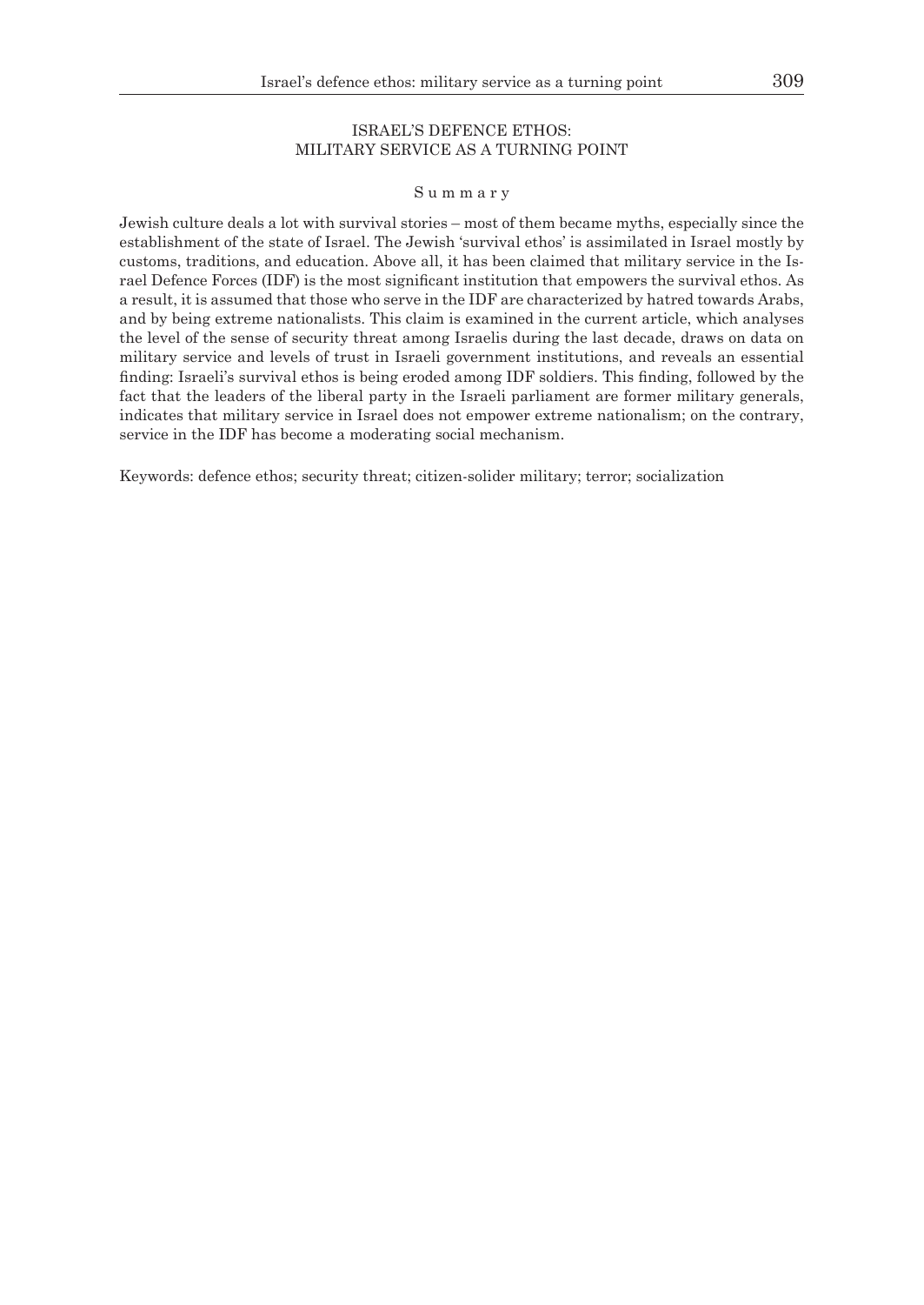# ISRAEL'S DEFENCE ETHOS: MILITARY SERVICE AS A TURNING POINT

## Summary

Jewish culture deals a lot with survival stories – most of them became myths, especially since the establishment of the state of Israel. The Jewish 'survival ethos' is assimilated in Israel mostly by customs, traditions, and education. Above all, it has been claimed that military service in the Israel Defence Forces (IDF) is the most significant institution that empowers the survival ethos. As a result, it is assumed that those who serve in the IDF are characterized by hatred towards Arabs, and by being extreme nationalists. This claim is examined in the current article, which analyses the level of the sense of security threat among Israelis during the last decade, draws on data on military service and levels of trust in Israeli government institutions, and reveals an essential finding: Israeli's survival ethos is being eroded among IDF soldiers. This finding, followed by the fact that the leaders of the liberal party in the Israeli parliament are former military generals, indicates that military service in Israel does not empower extreme nationalism; on the contrary, service in the IDF has become a moderating social mechanism.

Keywords: defence ethos; security threat; citizen-solider military; terror; socialization